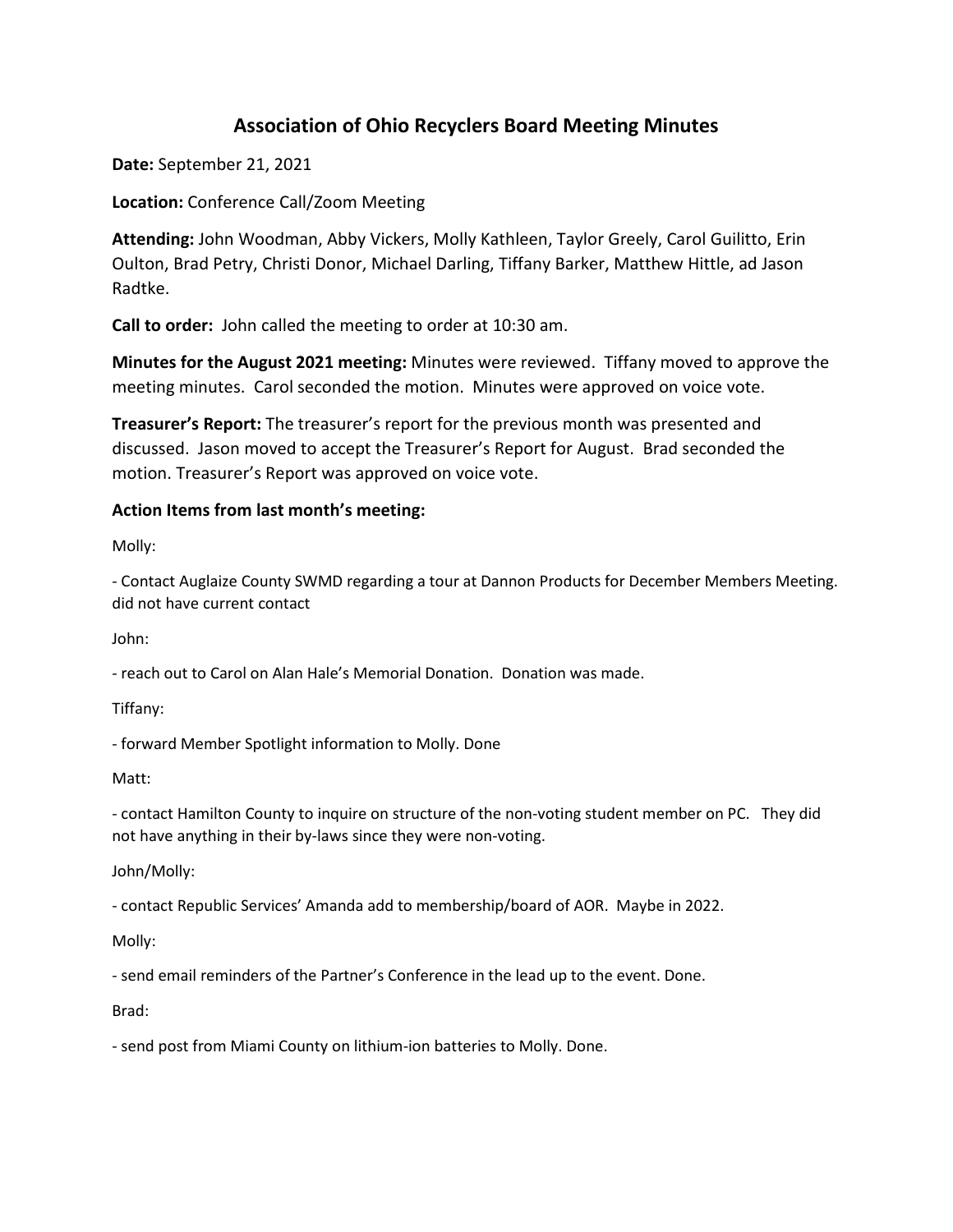# Association of Ohio Recyclers Board Meeting Minutes

**Date:** September 21, 2021

**Location:** Conference Call/Zoom Meeting

**Attending:** John Woodman, Abby Vickers, Molly Kathleen, Taylor Greely, Carol Guilitto, Erin Oulton, Brad Petry, Christi Donor, Michael Darling, Tiffany Barker, Matthew Hittle, ad Jason Radtke.

**Call to order:** John called the meeting to order at 10:30 am.

**Minutes for the August 2021 meeting:** Minutes were reviewed. Tiffany moved to approve the meeting minutes. Carol seconded the motion. Minutes were approved on voice vote.

**Treasurer's Report:** The treasurer's report for the previous month was presented and discussed. Jason moved to accept the Treasurer's Report for August. Brad seconded the motion. Treasurer's Report was approved on voice vote.

### Action Items from last month's meeting:

Molly:

- Contact Auglaize County SWMD regarding a tour at Dannon Products for December Members Meeting. did not have current contact

John:

- reach out to Carol on Alan Hale's Memorial Donation. Donation was made.

Tiffany:

- forward Member Spotlight information to Molly. Done

Matt:

- contact Hamilton County to inquire on structure of the non-voting student member on PC. They did not have anything in their by-laws since they were non-voting.

John/Molly:

- contact Republic Services' Amanda add to membership/board of AOR. Maybe in 2022.

Molly:

- send email reminders of the Partner's Conference in the lead up to the event. Done.

Brad:

- send post from Miami County on lithium-ion batteries to Molly. Done.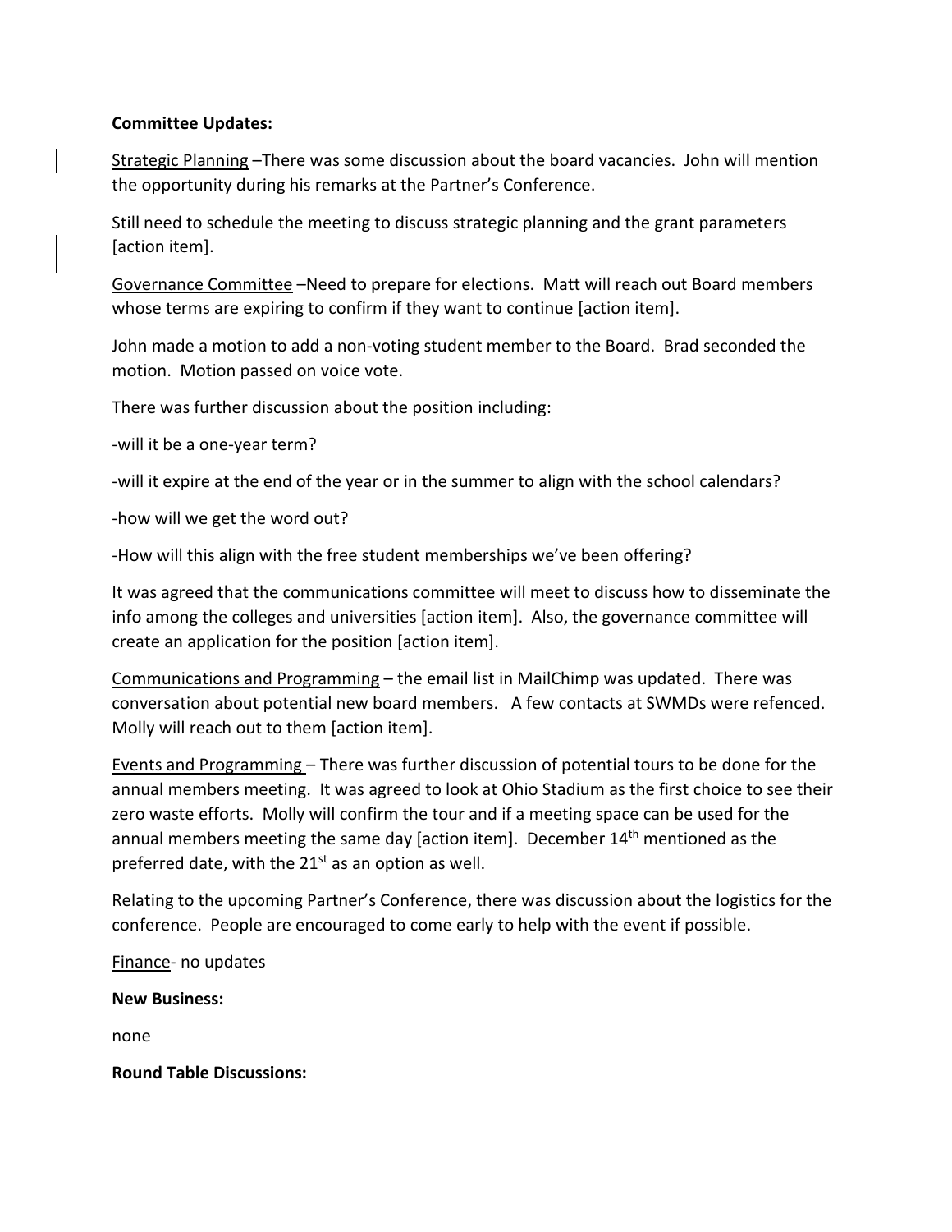**Committee Updates:**

Strategic Planning –There was some discussion about the board vacancies. John will mention the opportunity during his remarks at the Partner's Conference.

Still need to schedule the meeting to discuss strategic planning and the grant parameters [action item].

Governance Committee –Need to prepare for elections. Matt will reach out Board members whose terms are expiring to confirm if they want to continue [action item].

John made a motion to add a non-voting student member to the Board. Brad seconded the motion. Motion passed on voice vote.

There was further discussion about the position including:

-will it be a one-year term?

-will it expire at the end of the year or in the summer to align with the school calendars?

-how will we get the word out?

-How will this align with the free student memberships we've been offering?

It was agreed that the communications committee will meet to discuss how to disseminate the info among the colleges and universities [action item]. Also, the governance committee will create an application for the position [action item].

Communications and Programming – the email list in MailChimp was updated. There was conversation about potential new board members. A few contacts at SWMDs were refenced. Molly will reach out to them [action item].

Events and Programming – There was further discussion of potential tours to be done for the annual members meeting. It was agreed to look at Ohio Stadium as the first choice to see their zero waste efforts. Molly will confirm the tour and if a meeting space can be used for the annual members meeting the same day [action item]. December 14th mentioned as the preferred date, with the 21st as an option as well.

Relating to the upcoming Partner's Conference, there was discussion about the logistics for the conference. People are encouraged to come early to help with the event if possible.

Finance- no updates

**New Business:**

none

**Round Table Discussions:**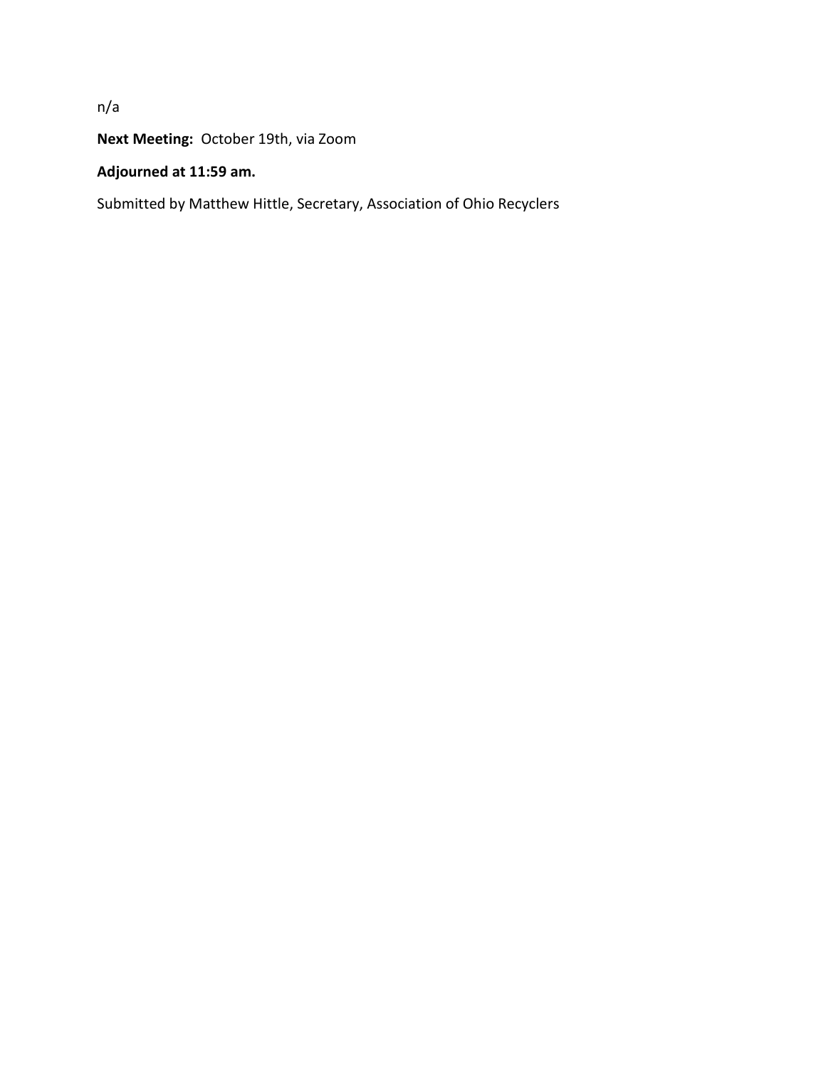n/a

**Next Meeting:** October 19th, via Zoom

**Adjourned at 11:59 am.**

Submitted by Matthew Hittle, Secretary, Association of Ohio Recyclers